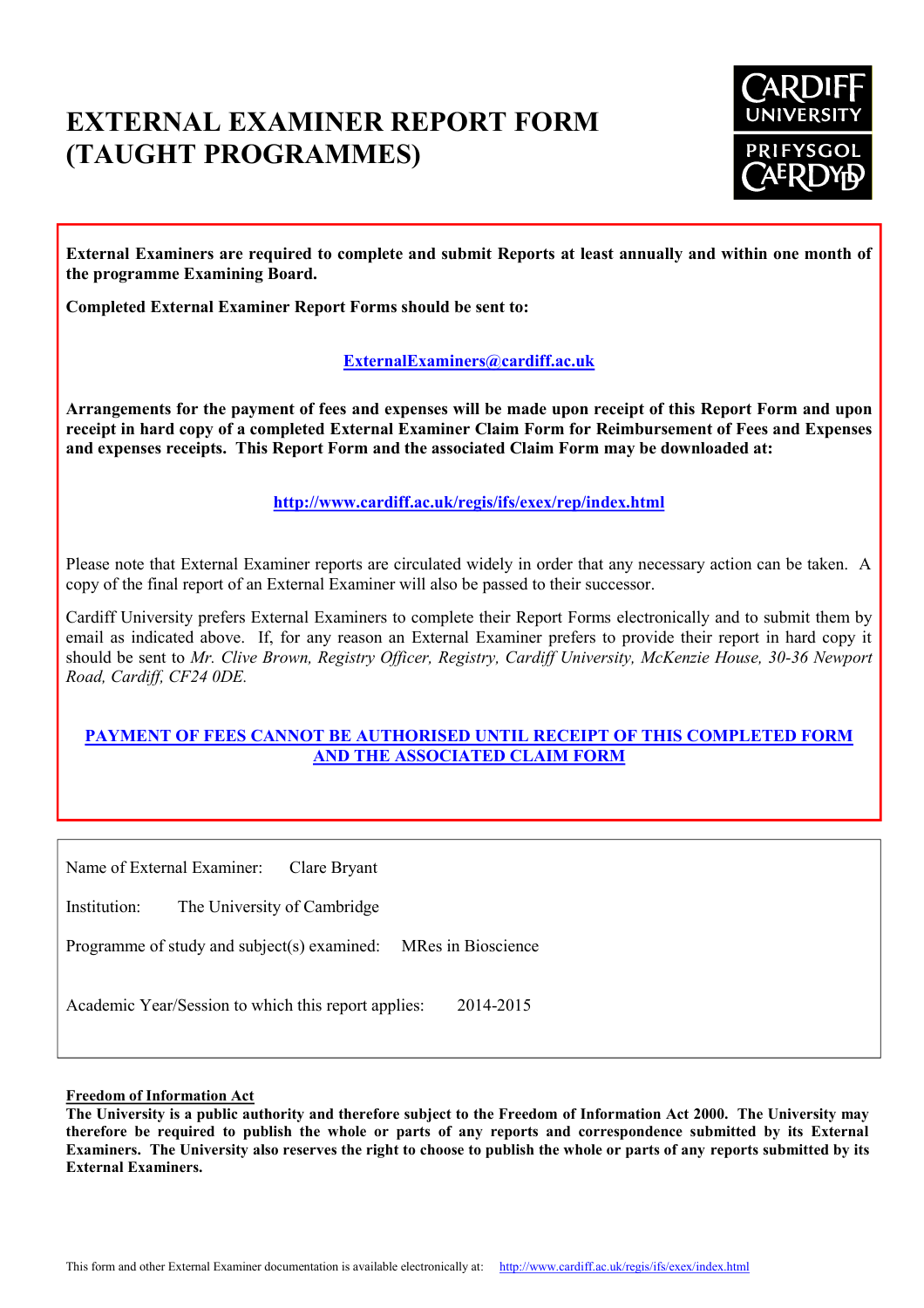# EXTERNAL EXAMINER REPORT FORM (TAUGHT PROGRAMMES)

**External Examiners are required to complete and submit Reports at least annually and within one month of the programme Examining Board.**

**Completed External Examiner Report Forms should be sent to:**

**ExternalExaminers@cardiff.ac.uk**

**Arrangements for the payment of fees and expenses will be made upon receipt of this Report Form and upon receipt in hard copy of a completed External Examiner Claim Form for Reimbursement of Fees and Expenses and expenses receipts. This Report Form and the associated Claim Form may be downloaded at:**

**http://www.cardiff.ac.uk/regis/ifs/exex/rep/index.html**

Please note that External Examiner reports are circulated widely in order that any necessary action can be taken. A copy of the final report of an External Examiner will also be passed to their successor.

Cardiff University prefers External Examiners to complete their Report Forms electronically and to submit them by email as indicated above. If, for any reason an External Examiner prefers to provide their report in hard copy it should be sent to *Mr. Clive Brown, Registry Officer, Registry, Cardiff University, McKenzie House, 30-36 Newport Road, Cardiff, CF24 0DE.*

**PAYMENT OF FEES CANNOT BE AUTHORISED UNTIL RECEIPT OF THIS COMPLETED FORM AND THE ASSOCIATED CLAIM FORM**

Name of External Examiner: Clare Bryant

Institution: The University of Cambridge

Programme of study and subject(s) examined: MRes in Bioscience

Academic Year/Session to which this report applies: 2014-2015

**Freedom of Information Act**

**The University is a public authority and therefore subject to the Freedom of Information Act 2000. The University may therefore be required to publish the whole or parts of any reports and correspondence submitted by its External Examiners. The University also reserves the right to choose to publish the whole or parts of any reports submitted by its External Examiners.**

This form and other External Examiner documentation is available electronically at: http://www.cardiff.ac.uk/regis/ifs/exex/index.html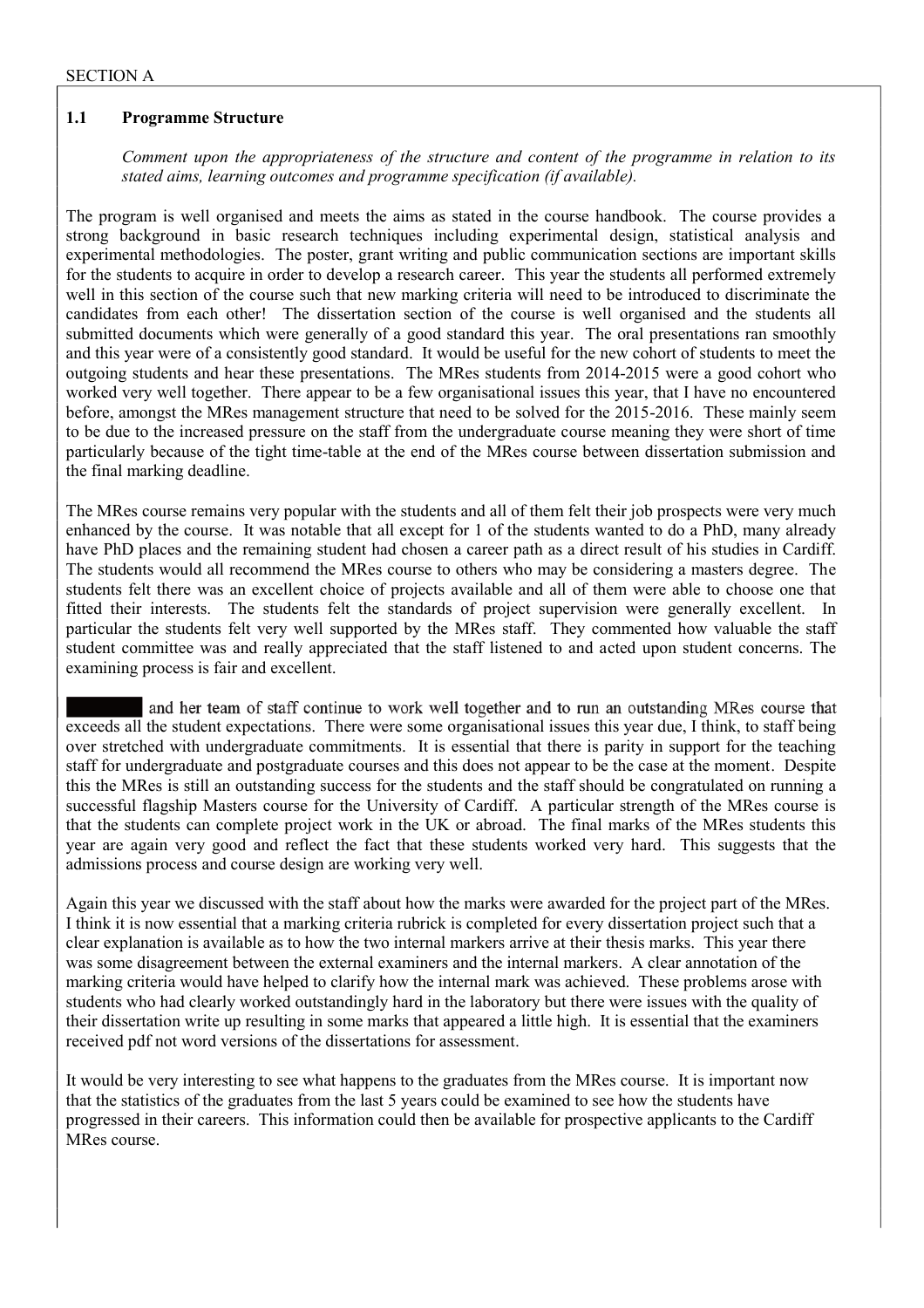SECTION A

## 1.1 Programme Structure

*Comment upon the appropriateness of the structure and content of the programme in relation to its stated aims, learning outcomes and programme specification (if available).*

The program is well organised and meets the aims as stated in the course handbook. The course provides a strong background in basic research techniques including experimental design, statistical analysis and experimental methodologies. The poster, grant writing and public communication sections are important skills for the students to acquire in order to develop a research career. This year the students all performed extremely well in this section of the course such that new marking criteria will need to be introduced to discriminate the candidates from each other! The dissertation section of the course is well organised and the students all submitted documents which were generally of a good standard this year. The oral presentations ran smoothly and this year were of a consistently good standard. It would be useful for the new cohort of students to meet the outgoing students and hear these presentations. The MRes students from 2014-2015 were a good cohort who worked very well together. There appear to be a few organisational issues this year, that I have no encountered before, amongst the MRes management structure that need to be solved for the 2015-2016. These mainly seem to be due to the increased pressure on the staff from the undergraduate course meaning they were short of time particularly because of the tight time-table at the end of the MRes course between dissertation submission and the final marking deadline.

The MRes course remains very popular with the students and all of them felt their job prospects were very much enhanced by the course. It was notable that all except for 1 of the students wanted to do a PhD, many already have PhD places and the remaining student had chosen a career path as a direct result of his studies in Cardiff. The students would all recommend the MRes course to others who may be considering a masters degree. The students felt there was an excellent choice of projects available and all of them were able to choose one that fitted their interests. The students felt the standards of project supervision were generally excellent. In particular the students felt very well supported by the MRes staff. They commented how valuable the staff student committee was and really appreciated that the staff listened to and acted upon student concerns. The examining process is fair and excellent.

███████ and her team of staff continue to work well together and to run an outstanding MRes course that exceeds all the student expectations. There were some organisational issues this year due, I think, to staff being over stretched with undergraduate commitments. It is essential that there is parity in support for the teaching staff for undergraduate and postgraduate courses and this does not appear to be the case at the moment. Despite this the MRes is still an outstanding success for the students and the staff should be congratulated on running a successful flagship Masters course for the University of Cardiff. A particular strength of the MRes course is that the students can complete project work in the UK or abroad. The final marks of the MRes students this year are again very good and reflect the fact that these students worked very hard. This suggests that the admissions process and course design are working very well.

Again this year we discussed with the staff about how the marks were awarded for the project part of the MRes. I think it is now essential that a marking criteria rubrick is completed for every dissertation project such that a clear explanation is available as to how the two internal markers arrive at their thesis marks. This year there was some disagreement between the external examiners and the internal markers. A clear annotation of the marking criteria would have helped to clarify how the internal mark was achieved. These problems arose with students who had clearly worked outstandingly hard in the laboratory but there were issues with the quality of their dissertation write up resulting in some marks that appeared a little high. It is essential that the examiners received pdf not word versions of the dissertations for assessment.

It would be very interesting to see what happens to the graduates from the MRes course. It is important now that the statistics of the graduates from the last 5 years could be examined to see how the students have progressed in their careers. This information could then be available for prospective applicants to the Cardiff MRes course.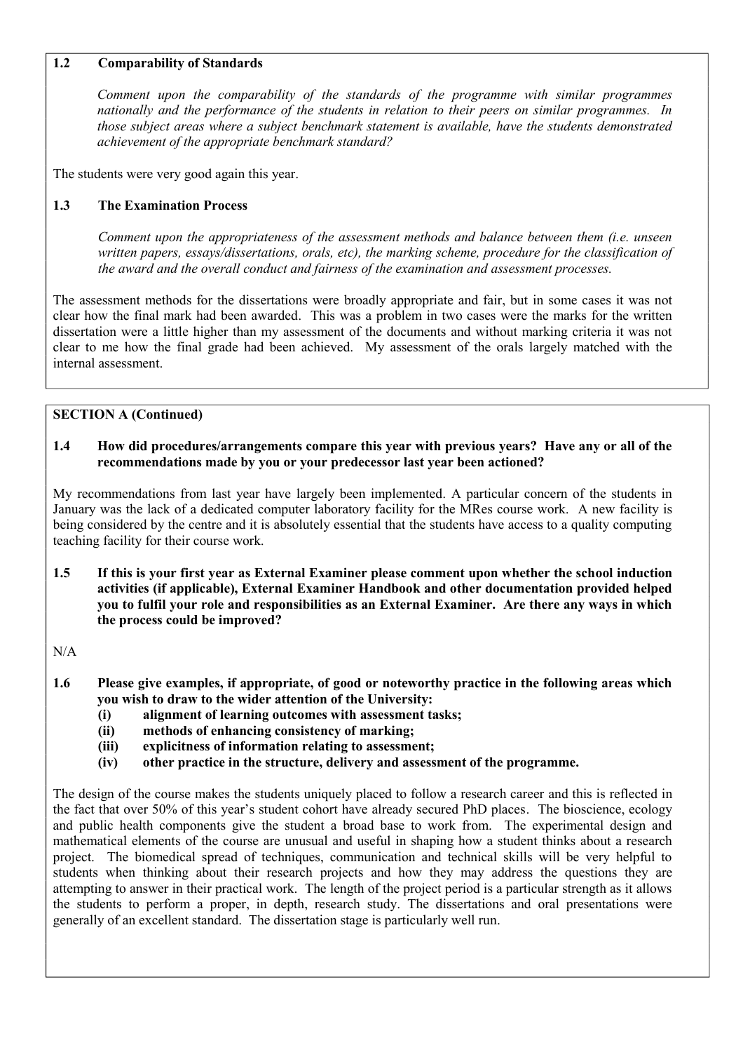### 1.2 Comparability of Standards

*Comment upon the comparability of the standards of the programme with similar programmes nationally and the performance of the students in relation to their peers on similar programmes. In those subject areas where a subject benchmark statement is available, have the students demonstrated achievement of the appropriate benchmark standard?*

The students were very good again this year.

### 1.3 The Examination Process

*Comment upon the appropriateness of the assessment methods and balance between them (i.e. unseen written papers, essays/dissertations, orals, etc), the marking scheme, procedure for the classification of the award and the overall conduct and fairness of the examination and assessment processes.*

The assessment methods for the dissertations were broadly appropriate and fair, but in some cases it was not clear how the final mark had been awarded. This was a problem in two cases were the marks for the written dissertation were a little higher than my assessment of the documents and without marking criteria it was not clear to me how the final grade had been achieved. My assessment of the orals largely matched with the internal assessment.

## SECTION A (Continued)

### 1.4 How did procedures/arrangements compare this year with previous years? Have any or all of the recommendations made by you or your predecessor last year been actioned?

My recommendations from last year have largely been implemented. A particular concern of the students in January was the lack of a dedicated computer laboratory facility for the MRes course work. A new facility is being considered by the centre and it is absolutely essential that the students have access to a quality computing teaching facility for their course work.

### 1.5 If this is your first year as External Examiner please comment upon whether the school induction activities (if applicable), External Examiner Handbook and other documentation provided helped you to fulfil your role and responsibilities as an External Examiner. Are there any ways in which the process could be improved?

N/A

### 1.6 Please give examples, if appropriate, of good or noteworthy practice in the following areas which you wish to draw to the wider attention of the University:

**(i) alignment of learning outcomes with assessment tasks;**
**(ii) methods of enhancing consistency of marking;**
**(iii) explicitness of information relating to assessment;**
**(iv) other practice in the structure, delivery and assessment of the programme.**

The design of the course makes the students uniquely placed to follow a research career and this is reflected in the fact that over 50% of this year's student cohort have already secured PhD places. The bioscience, ecology and public health components give the student a broad base to work from. The experimental design and mathematical elements of the course are unusual and useful in shaping how a student thinks about a research project. The biomedical spread of techniques, communication and technical skills will be very helpful to students when thinking about their research projects and how they may address the questions they are attempting to answer in their practical work. The length of the project period is a particular strength as it allows the students to perform a proper, in depth, research study. The dissertations and oral presentations were generally of an excellent standard. The dissertation stage is particularly well run.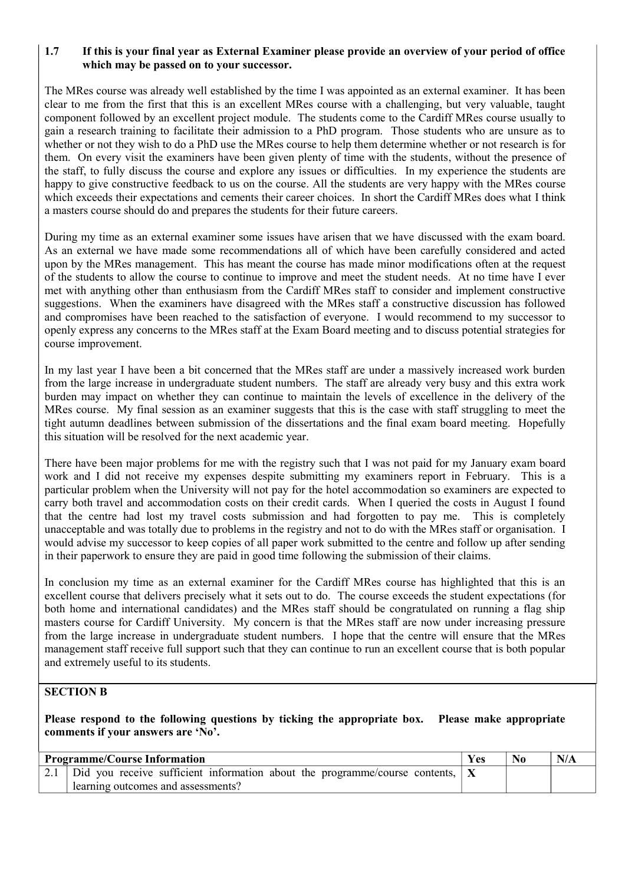**1.7 If this is your final year as External Examiner please provide an overview of your period of office which may be passed on to your successor.**

The MRes course was already well established by the time I was appointed as an external examiner. It has been clear to me from the first that this is an excellent MRes course with a challenging, but very valuable, taught component followed by an excellent project module. The students come to the Cardiff MRes course usually to gain a research training to facilitate their admission to a PhD program. Those students who are unsure as to whether or not they wish to do a PhD use the MRes course to help them determine whether or not research is for them. On every visit the examiners have been given plenty of time with the students, without the presence of the staff, to fully discuss the course and explore any issues or difficulties. In my experience the students are happy to give constructive feedback to us on the course. All the students are very happy with the MRes course which exceeds their expectations and cements their career choices. In short the Cardiff MRes does what I think a masters course should do and prepares the students for their future careers.

During my time as an external examiner some issues have arisen that we have discussed with the exam board. As an external we have made some recommendations all of which have been carefully considered and acted upon by the MRes management. This has meant the course has made minor modifications often at the request of the students to allow the course to continue to improve and meet the student needs. At no time have I ever met with anything other than enthusiasm from the Cardiff MRes staff to consider and implement constructive suggestions. When the examiners have disagreed with the MRes staff a constructive discussion has followed and compromises have been reached to the satisfaction of everyone. I would recommend to my successor to openly express any concerns to the MRes staff at the Exam Board meeting and to discuss potential strategies for course improvement.

In my last year I have been a bit concerned that the MRes staff are under a massively increased work burden from the large increase in undergraduate student numbers. The staff are already very busy and this extra work burden may impact on whether they can continue to maintain the levels of excellence in the delivery of the MRes course. My final session as an examiner suggests that this is the case with staff struggling to meet the tight autumn deadlines between submission of the dissertations and the final exam board meeting. Hopefully this situation will be resolved for the next academic year.

There have been major problems for me with the registry such that I was not paid for my January exam board work and I did not receive my expenses despite submitting my examiners report in February. This is a particular problem when the University will not pay for the hotel accommodation so examiners are expected to carry both travel and accommodation costs on their credit cards. When I queried the costs in August I found that the centre had lost my travel costs submission and had forgotten to pay me. This is completely unacceptable and was totally due to problems in the registry and not to do with the MRes staff or organisation. I would advise my successor to keep copies of all paper work submitted to the centre and follow up after sending in their paperwork to ensure they are paid in good time following the submission of their claims.

In conclusion my time as an external examiner for the Cardiff MRes course has highlighted that this is an excellent course that delivers precisely what it sets out to do. The course exceeds the student expectations (for both home and international candidates) and the MRes staff should be congratulated on running a flag ship masters course for Cardiff University. My concern is that the MRes staff are now under increasing pressure from the large increase in undergraduate student numbers. I hope that the centre will ensure that the MRes management staff receive full support such that they can continue to run an excellent course that is both popular and extremely useful to its students.

## SECTION B

**Please respond to the following questions by ticking the appropriate box. Please make appropriate comments if your answers are 'No'.**

| | Programme/Course Information | Yes | No | N/A |
|---|---|---|---|---|
| 2.1 | Did you receive sufficient information about the programme/course contents, learning outcomes and assessments? | X | | |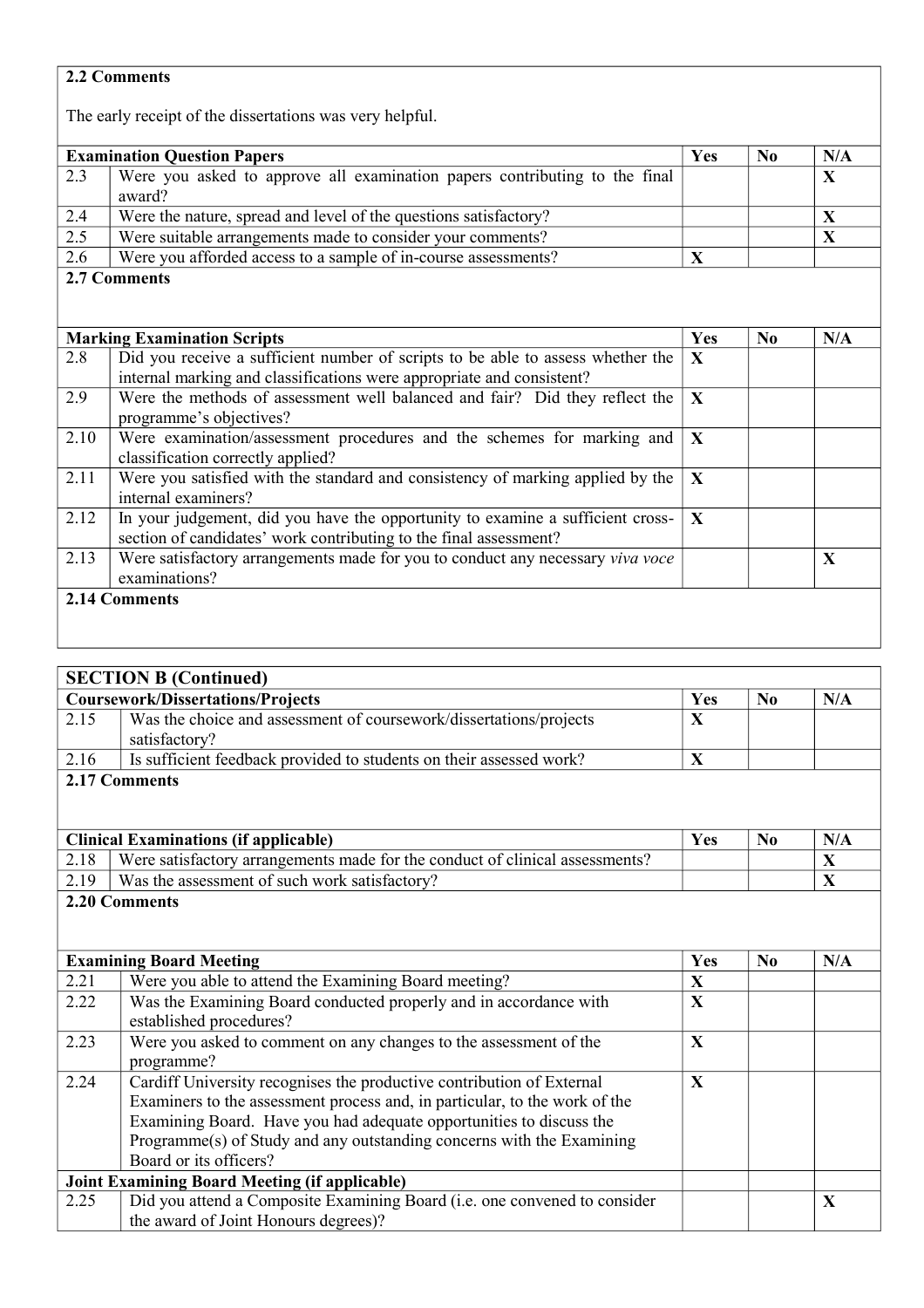**2.2 Comments**

The early receipt of the dissertations was very helpful.

| **Examination Question Papers** | | **Yes** | **No** | **N/A** |
|---|---|---|---|---|
| 2.3 | Were you asked to approve all examination papers contributing to the final award? | | | **X** |
| 2.4 | Were the nature, spread and level of the questions satisfactory? | | | **X** |
| 2.5 | Were suitable arrangements made to consider your comments? | | | **X** |
| 2.6 | Were you afforded access to a sample of in-course assessments? | **X** | | |

**2.7 Comments**

| **Marking Examination Scripts** | | **Yes** | **No** | **N/A** |
|---|---|---|---|---|
| 2.8 | Did you receive a sufficient number of scripts to be able to assess whether the internal marking and classifications were appropriate and consistent? | **X** | | |
| 2.9 | Were the methods of assessment well balanced and fair? Did they reflect the programme's objectives? | **X** | | |
| 2.10 | Were examination/assessment procedures and the schemes for marking and classification correctly applied? | **X** | | |
| 2.11 | Were you satisfied with the standard and consistency of marking applied by the internal examiners? | **X** | | |
| 2.12 | In your judgement, did you have the opportunity to examine a sufficient cross-section of candidates' work contributing to the final assessment? | **X** | | |
| 2.13 | Were satisfactory arrangements made for you to conduct any necessary *viva voce* examinations? | | | **X** |

**2.14 Comments**

## SECTION B (Continued)

| **Coursework/Dissertations/Projects** | | **Yes** | **No** | **N/A** |
|---|---|---|---|---|
| 2.15 | Was the choice and assessment of coursework/dissertations/projects satisfactory? | **X** | | |
| 2.16 | Is sufficient feedback provided to students on their assessed work? | **X** | | |

**2.17 Comments**

| **Clinical Examinations (if applicable)** | | **Yes** | **No** | **N/A** |
|---|---|---|---|---|
| 2.18 | Were satisfactory arrangements made for the conduct of clinical assessments? | | | **X** |
| 2.19 | Was the assessment of such work satisfactory? | | | **X** |

**2.20 Comments**

| **Examining Board Meeting** | | **Yes** | **No** | **N/A** |
|---|---|---|---|---|
| 2.21 | Were you able to attend the Examining Board meeting? | **X** | | |
| 2.22 | Was the Examining Board conducted properly and in accordance with established procedures? | **X** | | |
| 2.23 | Were you asked to comment on any changes to the assessment of the programme? | **X** | | |
| 2.24 | Cardiff University recognises the productive contribution of External Examiners to the assessment process and, in particular, to the work of the Examining Board. Have you had adequate opportunities to discuss the Programme(s) of Study and any outstanding concerns with the Examining Board or its officers? | **X** | | |
| **Joint Examining Board Meeting (if applicable)** | | | | |
| 2.25 | Did you attend a Composite Examining Board (i.e. one convened to consider the award of Joint Honours degrees)? | | | **X** |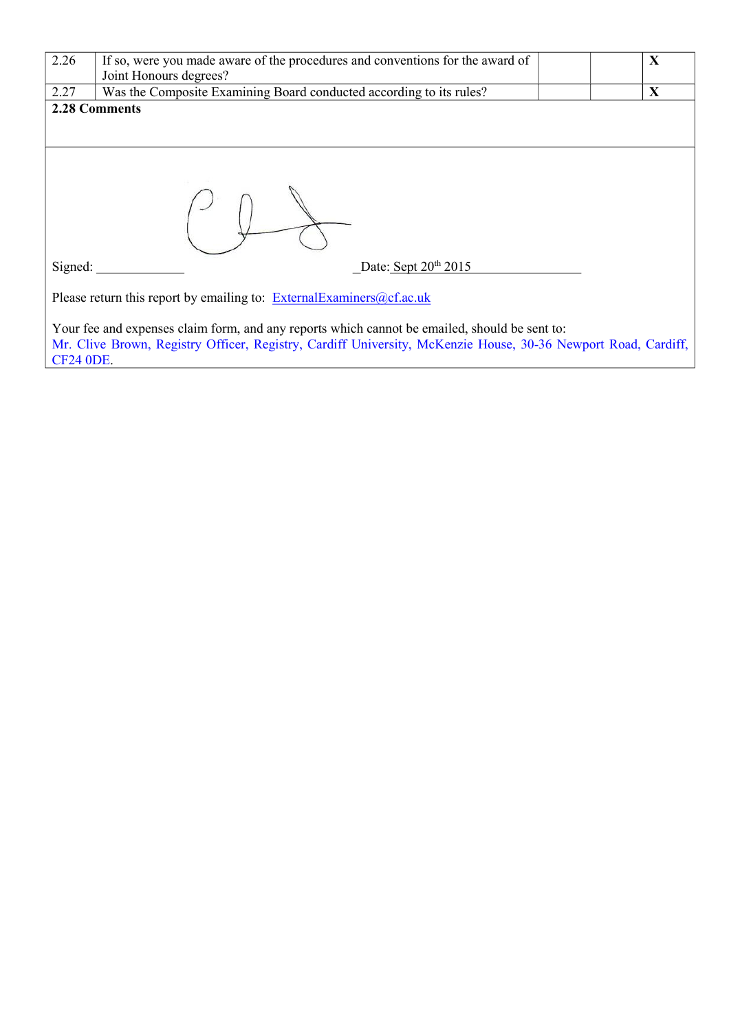| | | | | |
|---|---|---|---|---|
| 2.26 | If so, were you made aware of the procedures and conventions for the award of Joint Honours degrees? | | | X |
| 2.27 | Was the Composite Examining Board conducted according to its rules? | | | X |

**2.28 Comments**

Signed: \_\_\_\_\_\_\_\_\_\_\_\_\_\_ Date: Sept 20th 2015

Please return this report by emailing to: ExternalExaminers@cf.ac.uk

Your fee and expenses claim form, and any reports which cannot be emailed, should be sent to:
Mr. Clive Brown, Registry Officer, Registry, Cardiff University, McKenzie House, 30-36 Newport Road, Cardiff, CF24 0DE.